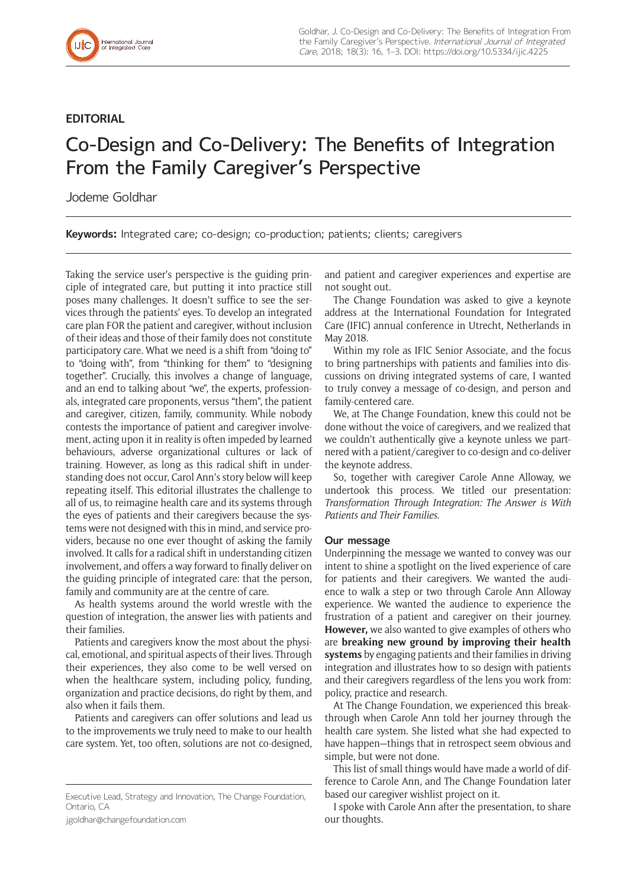EDITORIAL

# Co-Design and Co-Delivery: The Benefits of Integration From the Family Caregiver's Perspective

Jodeme Goldhar

**Keywords:** Integrated care; co-design; co-production; patients; clients; caregivers

Taking the service user's perspective is the guiding principle of integrated care, but putting it into practice still poses many challenges. It doesn't suffice to see the services through the patients' eyes. To develop an integrated care plan FOR the patient and caregiver, without inclusion of their ideas and those of their family does not constitute participatory care. What we need is a shift from "doing to" to "doing with", from "thinking for them" to "designing together". Crucially, this involves a change of language, and an end to talking about "we", the experts, professionals, integrated care proponents, versus "them", the patient and caregiver, citizen, family, community. While nobody contests the importance of patient and caregiver involvement, acting upon it in reality is often impeded by learned behaviours, adverse organizational cultures or lack of training. However, as long as this radical shift in understanding does not occur, Carol Ann's story below will keep repeating itself. This editorial illustrates the challenge to all of us, to reimagine health care and its systems through the eyes of patients and their caregivers because the systems were not designed with this in mind, and service providers, because no one ever thought of asking the family involved. It calls for a radical shift in understanding citizen involvement, and offers a way forward to finally deliver on the guiding principle of integrated care: that the person, family and community are at the centre of care.

As health systems around the world wrestle with the question of integration, the answer lies with patients and their families.

Patients and caregivers know the most about the physical, emotional, and spiritual aspects of their lives. Through their experiences, they also come to be well versed on when the healthcare system, including policy, funding, organization and practice decisions, do right by them, and also when it fails them.

Patients and caregivers can offer solutions and lead us to the improvements we truly need to make to our health care system. Yet, too often, solutions are not co-designed, and patient and caregiver experiences and expertise are not sought out.

The Change Foundation was asked to give a keynote address at the International Foundation for Integrated Care (IFIC) annual conference in Utrecht, Netherlands in May 2018.

Within my role as IFIC Senior Associate, and the focus to bring partnerships with patients and families into discussions on driving integrated systems of care, I wanted to truly convey a message of co-design, and person and family-centered care.

We, at The Change Foundation, knew this could not be done without the voice of caregivers, and we realized that we couldn't authentically give a keynote unless we partnered with a patient/caregiver to co-design and co-deliver the keynote address.

So, together with caregiver Carole Anne Alloway, we undertook this process. We titled our presentation: *Transformation Through Integration: The Answer is With Patients and Their Families.*

### Our message

Underpinning the message we wanted to convey was our intent to shine a spotlight on the lived experience of care for patients and their caregivers. We wanted the audience to walk a step or two through Carole Ann Alloway experience. We wanted the audience to experience the frustration of a patient and caregiver on their journey. **However,** we also wanted to give examples of others who are **breaking new ground by improving their health systems** by engaging patients and their families in driving integration and illustrates how to so design with patients and their caregivers regardless of the lens you work from: policy, practice and research.

At The Change Foundation, we experienced this breakthrough when Carole Ann told her journey through the health care system. She listed what she had expected to have happen—things that in retrospect seem obvious and simple, but were not done.

This list of small things would have made a world of difference to Carole Ann, and The Change Foundation later based our caregiver wishlist project on it.

I spoke with Carole Ann after the presentation, to share our thoughts.

Executive Lead, Strategy and Innovation, The Change Foundation, Ontario, CA

jgoldhar@changefoundation.com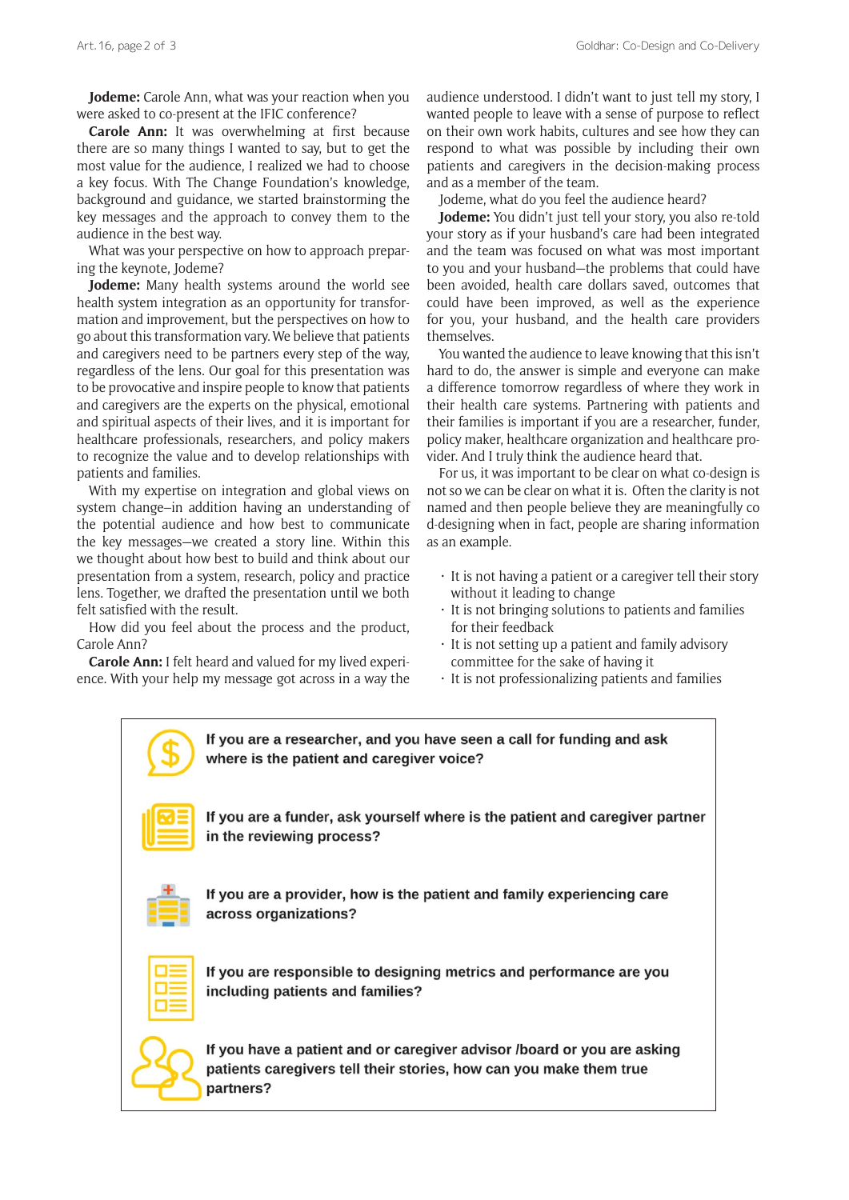**Jodeme:** Carole Ann, what was your reaction when you were asked to co-present at the IFIC conference?

**Carole Ann:** It was overwhelming at first because there are so many things I wanted to say, but to get the most value for the audience, I realized we had to choose a key focus. With The Change Foundation's knowledge, background and guidance, we started brainstorming the key messages and the approach to convey them to the audience in the best way.

What was your perspective on how to approach preparing the keynote, Jodeme?

**Jodeme:** Many health systems around the world see health system integration as an opportunity for transformation and improvement, but the perspectives on how to go about this transformation vary. We believe that patients and caregivers need to be partners every step of the way, regardless of the lens. Our goal for this presentation was to be provocative and inspire people to know that patients and caregivers are the experts on the physical, emotional and spiritual aspects of their lives, and it is important for healthcare professionals, researchers, and policy makers to recognize the value and to develop relationships with patients and families.

With my expertise on integration and global views on system change–in addition having an understanding of the potential audience and how best to communicate the key messages–we created a story line. Within this we thought about how best to build and think about our presentation from a system, research, policy and practice lens. Together, we drafted the presentation until we both felt satisfied with the result.

How did you feel about the process and the product, Carole Ann?

**Carole Ann:** I felt heard and valued for my lived experience. With your help my message got across in a way the audience understood. I didn't want to just tell my story, I wanted people to leave with a sense of purpose to reflect on their own work habits, cultures and see how they can respond to what was possible by including their own patients and caregivers in the decision-making process and as a member of the team.

Jodeme, what do you feel the audience heard?

**Jodeme:** You didn't just tell your story, you also re-told your story as if your husband's care had been integrated and the team was focused on what was most important to you and your husband–the problems that could have been avoided, health care dollars saved, outcomes that could have been improved, as well as the experience for you, your husband, and the health care providers themselves.

You wanted the audience to leave knowing that this isn't hard to do, the answer is simple and everyone can make a difference tomorrow regardless of where they work in their health care systems. Partnering with patients and their families is important if you are a researcher, funder, policy maker, healthcare organization and healthcare provider. And I truly think the audience heard that.

For us, it was important to be clear on what co-design is not so we can be clear on what it is. Often the clarity is not named and then people believe they are meaningfully co d-designing when in fact, people are sharing information as an example.

- It is not having a patient or a caregiver tell their story without it leading to change
- It is not bringing solutions to patients and families for their feedback
- It is not setting up a patient and family advisory committee for the sake of having it
- It is not professionalizing patients and families

**If you are a researcher, and you have seen a call for funding and ask where is the patient and caregiver voice?**

**If you are a funder, ask yourself where is the patient and caregiver partner in the reviewing process?**

**If you are a provider, how is the patient and family experiencing care across organizations?**

**If you are responsible to designing metrics and performance are you including patients and families?**

**If you have a patient and or caregiver advisor /board or you are asking patients caregivers tell their stories, how can you make them true partners?**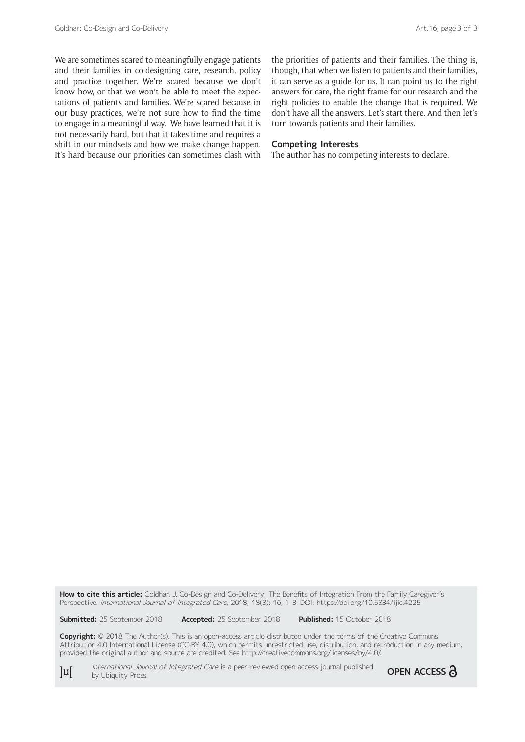We are sometimes scared to meaningfully engage patients and their families in co-designing care, research, policy and practice together. We're scared because we don't know how, or that we won't be able to meet the expectations of patients and families. We're scared because in our busy practices, we're not sure how to find the time to engage in a meaningful way. We have learned that it is not necessarily hard, but that it takes time and requires a shift in our mindsets and how we make change happen. It's hard because our priorities can sometimes clash with the priorities of patients and their families. The thing is, though, that when we listen to patients and their families, it can serve as a guide for us. It can point us to the right answers for care, the right frame for our research and the right policies to enable the change that is required. We don't have all the answers. Let's start there. And then let's turn towards patients and their families.

## Competing Interests

The author has no competing interests to declare.

**How to cite this article:** Goldhar, J. Co-Design and Co-Delivery: The Benefits of Integration From the Family Caregiver's Perspective. *International Journal of Integrated Care*, 2018; 18(3): 16, 1–3. DOI: https://doi.org/10.5334/ijic.4225

**Submitted:** 25 September 2018 **Accepted:** 25 September 2018 **Published:** 15 October 2018

**Copyright:** © 2018 The Author(s). This is an open-access article distributed under the terms of the Creative Commons Attribution 4.0 International License (CC-BY 4.0), which permits unrestricted use, distribution, and reproduction in any medium, provided the original author and source are credited. See http://creativecommons.org/licenses/by/4.0/.

*International Journal of Integrated Care* is a peer-reviewed open access journal published by Ubiquity Press.

OPEN ACCESS